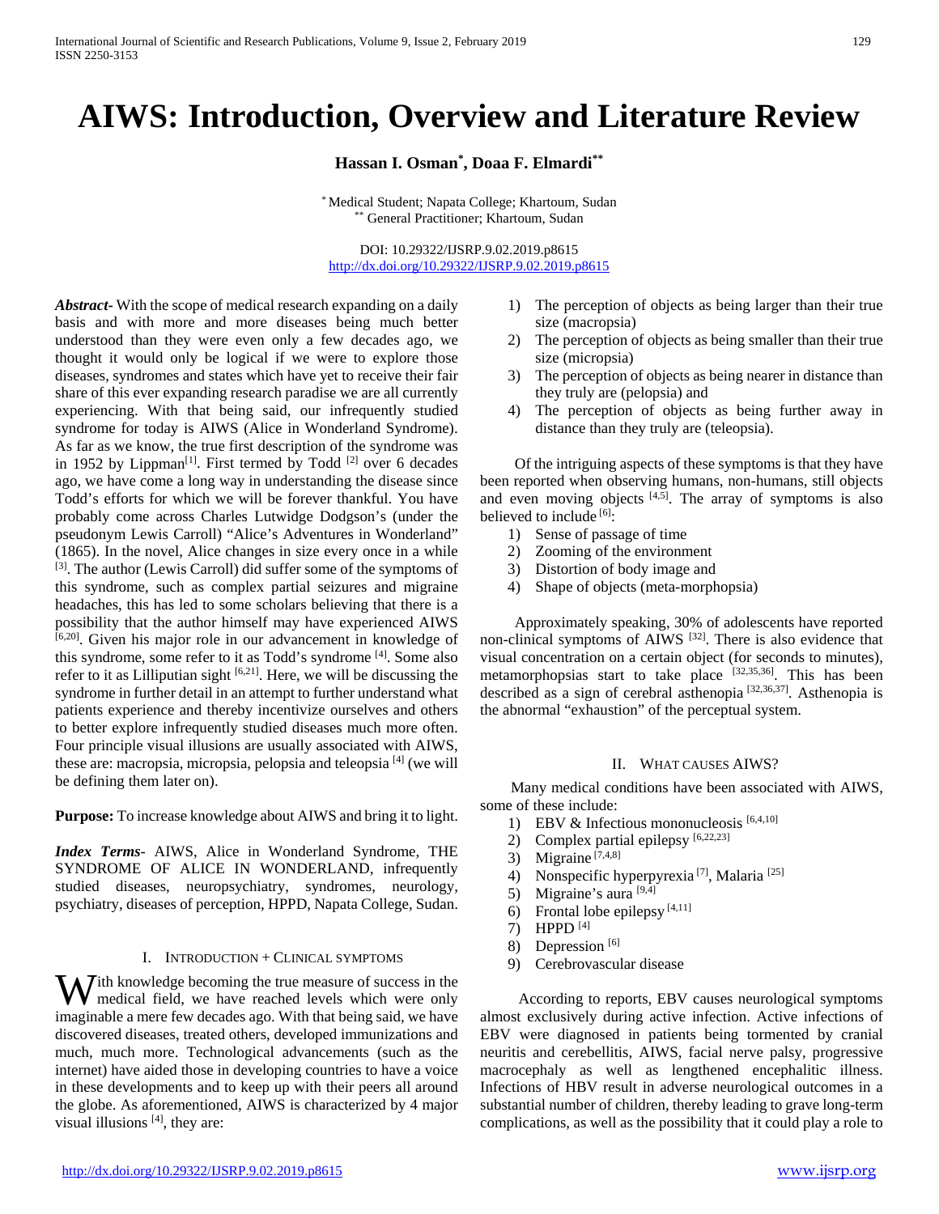# AIWS: Introduction, Overview and Literature Review

**Hassan I. Osman[*], Doaa F. Elmardi[**]**

[*] Medical Student; Napata College; Khartoum, Sudan
[**] General Practitioner; Khartoum, Sudan

DOI: 10.29322/IJSRP.9.02.2019.p8615
http://dx.doi.org/10.29322/IJSRP.9.02.2019.p8615

***Abstract***- With the scope of medical research expanding on a daily basis and with more and more diseases being much better understood than they were even only a few decades ago, we thought it would only be logical if we were to explore those diseases, syndromes and states which have yet to receive their fair share of this ever expanding research paradise we are all currently experiencing. With that being said, our infrequently studied syndrome for today is AIWS (Alice in Wonderland Syndrome). As far as we know, the true first description of the syndrome was in 1952 by Lippman[1]. First termed by Todd [2] over 6 decades ago, we have come a long way in understanding the disease since Todd's efforts for which we will be forever thankful. You have probably come across Charles Lutwidge Dodgson's (under the pseudonym Lewis Carroll) "Alice's Adventures in Wonderland" (1865). In the novel, Alice changes in size every once in a while [3]. The author (Lewis Carroll) did suffer some of the symptoms of this syndrome, such as complex partial seizures and migraine headaches, this has led to some scholars believing that there is a possibility that the author himself may have experienced AIWS [6,20]. Given his major role in our advancement in knowledge of this syndrome, some refer to it as Todd's syndrome [4]. Some also refer to it as Lilliputian sight [6,21]. Here, we will be discussing the syndrome in further detail in an attempt to further understand what patients experience and thereby incentivize ourselves and others to better explore infrequently studied diseases much more often. Four principle visual illusions are usually associated with AIWS, these are: macropsia, micropsia, pelopsia and teleopsia [4] (we will be defining them later on).

**Purpose:** To increase knowledge about AIWS and bring it to light.

***Index Terms***- AIWS, Alice in Wonderland Syndrome, THE SYNDROME OF ALICE IN WONDERLAND, infrequently studied diseases, neuropsychiatry, syndromes, neurology, psychiatry, diseases of perception, HPPD, Napata College, Sudan.

## I. Introduction + Clinical symptoms

With knowledge becoming the true measure of success in the medical field, we have reached levels which were only imaginable a mere few decades ago. With that being said, we have discovered diseases, treated others, developed immunizations and much, much more. Technological advancements (such as the internet) have aided those in developing countries to have a voice in these developments and to keep up with their peers all around the globe. As aforementioned, AIWS is characterized by 4 major visual illusions [4], they are:

1) The perception of objects as being larger than their true size (macropsia)
2) The perception of objects as being smaller than their true size (micropsia)
3) The perception of objects as being nearer in distance than they truly are (pelopsia) and
4) The perception of objects as being further away in distance than they truly are (teleopsia).

Of the intriguing aspects of these symptoms is that they have been reported when observing humans, non-humans, still objects and even moving objects [4,5]. The array of symptoms is also believed to include [6]:

1) Sense of passage of time
2) Zooming of the environment
3) Distortion of body image and
4) Shape of objects (meta-morphopsia)

Approximately speaking, 30% of adolescents have reported non-clinical symptoms of AIWS [32]. There is also evidence that visual concentration on a certain object (for seconds to minutes), metamorphopsias start to take place [32,35,36]. This has been described as a sign of cerebral asthenopia [32,36,37]. Asthenopia is the abnormal "exhaustion" of the perceptual system.

## II. What causes AIWS?

Many medical conditions have been associated with AIWS, some of these include:

1) EBV & Infectious mononucleosis [6,4,10]
2) Complex partial epilepsy [6,22,23]
3) Migraine [7,4,8]
4) Nonspecific hyperpyrexia [7], Malaria [25]
5) Migraine's aura [9,4]
6) Frontal lobe epilepsy [4,11]
7) HPPD [4]
8) Depression [6]
9) Cerebrovascular disease

According to reports, EBV causes neurological symptoms almost exclusively during active infection. Active infections of EBV were diagnosed in patients being tormented by cranial neuritis and cerebellitis, AIWS, facial nerve palsy, progressive macrocephaly as well as lengthened encephalitic illness. Infections of HBV result in adverse neurological outcomes in a substantial number of children, thereby leading to grave long-term complications, as well as the possibility that it could play a role to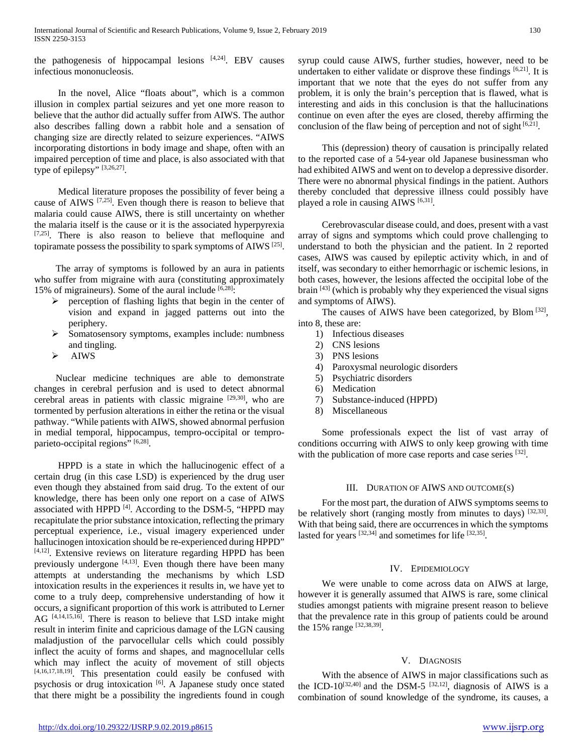the pathogenesis of hippocampal lesions [4,24]. EBV causes infectious mononucleosis.

In the novel, Alice "floats about", which is a common illusion in complex partial seizures and yet one more reason to believe that the author did actually suffer from AIWS. The author also describes falling down a rabbit hole and a sensation of changing size are directly related to seizure experiences. "AIWS incorporating distortions in body image and shape, often with an impaired perception of time and place, is also associated with that type of epilepsy" [3,26,27].

Medical literature proposes the possibility of fever being a cause of AIWS [7,25]. Even though there is reason to believe that malaria could cause AIWS, there is still uncertainty on whether the malaria itself is the cause or it is the associated hyperpyrexia [7,25]. There is also reason to believe that mefloquine and topiramate possess the possibility to spark symptoms of AIWS [25].

The array of symptoms is followed by an aura in patients who suffer from migraine with aura (constituting approximately 15% of migraineurs). Some of the aural include [6,28]:

- perception of flashing lights that begin in the center of vision and expand in jagged patterns out into the periphery.
- Somatosensory symptoms, examples include: numbness and tingling.
- AIWS

Nuclear medicine techniques are able to demonstrate changes in cerebral perfusion and is used to detect abnormal cerebral areas in patients with classic migraine [29,30], who are tormented by perfusion alterations in either the retina or the visual pathway. "While patients with AIWS, showed abnormal perfusion in medial temporal, hippocampus, tempro-occipital or tempro-parieto-occipital regions" [6,28].

HPPD is a state in which the hallucinogenic effect of a certain drug (in this case LSD) is experienced by the drug user even though they abstained from said drug. To the extent of our knowledge, there has been only one report on a case of AIWS associated with HPPD [4]. According to the DSM-5, "HPPD may recapitulate the prior substance intoxication, reflecting the primary perceptual experience, i.e., visual imagery experienced under hallucinogen intoxication should be re-experienced during HPPD" [4,12]. Extensive reviews on literature regarding HPPD has been previously undergone [4,13]. Even though there have been many attempts at understanding the mechanisms by which LSD intoxication results in the experiences it results in, we have yet to come to a truly deep, comprehensive understanding of how it occurs, a significant proportion of this work is attributed to Lerner AG [4,14,15,16]. There is reason to believe that LSD intake might result in interim finite and capricious damage of the LGN causing maladjustion of the parvocellular cells which could possibly inflect the acuity of forms and shapes, and magnocellular cells which may inflect the acuity of movement of still objects [4,16,17,18,19]. This presentation could easily be confused with psychosis or drug intoxication [6]. A Japanese study once stated that there might be a possibility the ingredients found in cough syrup could cause AIWS, further studies, however, need to be undertaken to either validate or disprove these findings [6,21]. It is important that we note that the eyes do not suffer from any problem, it is only the brain's perception that is flawed, what is interesting and aids in this conclusion is that the hallucinations continue on even after the eyes are closed, thereby affirming the conclusion of the flaw being of perception and not of sight [6,21].

This (depression) theory of causation is principally related to the reported case of a 54-year old Japanese businessman who had exhibited AIWS and went on to develop a depressive disorder. There were no abnormal physical findings in the patient. Authors thereby concluded that depressive illness could possibly have played a role in causing AIWS [6,31].

Cerebrovascular disease could, and does, present with a vast array of signs and symptoms which could prove challenging to understand to both the physician and the patient. In 2 reported cases, AIWS was caused by epileptic activity which, in and of itself, was secondary to either hemorrhagic or ischemic lesions, in both cases, however, the lesions affected the occipital lobe of the brain [43] (which is probably why they experienced the visual signs and symptoms of AIWS).

The causes of AIWS have been categorized, by Blom [32], into 8, these are:

1) Infectious diseases
2) CNS lesions
3) PNS lesions
4) Paroxysmal neurologic disorders
5) Psychiatric disorders
6) Medication
7) Substance-induced (HPPD)
8) Miscellaneous

Some professionals expect the list of vast array of conditions occurring with AIWS to only keep growing with time with the publication of more case reports and case series [32].

## III. Duration of AIWS and Outcome(s)

For the most part, the duration of AIWS symptoms seems to be relatively short (ranging mostly from minutes to days) [32,33]. With that being said, there are occurrences in which the symptoms lasted for years [32,34] and sometimes for life [32,35].

## IV. Epidemiology

We were unable to come across data on AIWS at large, however it is generally assumed that AIWS is rare, some clinical studies amongst patients with migraine present reason to believe that the prevalence rate in this group of patients could be around the 15% range [32,38,39].

## V. Diagnosis

With the absence of AIWS in major classifications such as the ICD-10[32,40] and the DSM-5 [32,12], diagnosis of AIWS is a combination of sound knowledge of the syndrome, its causes, a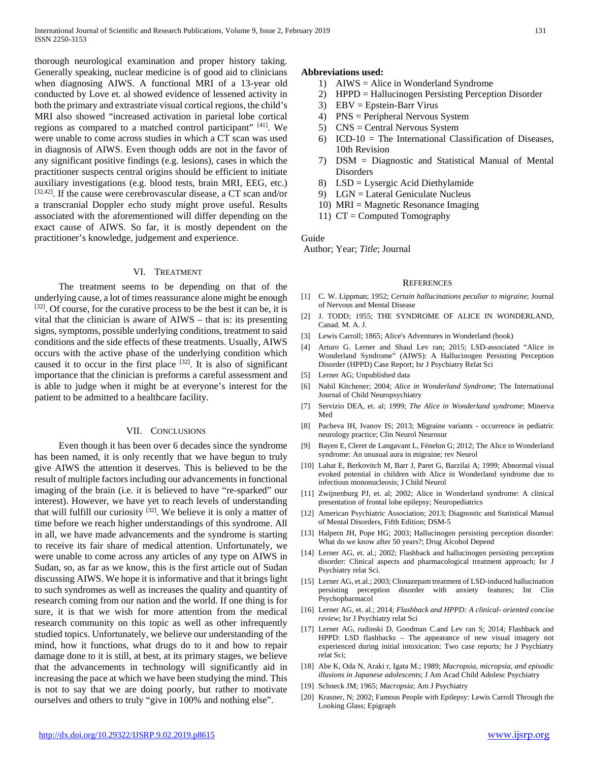thorough neurological examination and proper history taking. Generally speaking, nuclear medicine is of good aid to clinicians when diagnosing AIWS. A functional MRI of a 13-year old conducted by Love et. al showed evidence of lessened activity in both the primary and extrastriate visual cortical regions, the child's MRI also showed "increased activation in parietal lobe cortical regions as compared to a matched control participant" [41]. We were unable to come across studies in which a CT scan was used in diagnosis of AIWS. Even though odds are not in the favor of any significant positive findings (e.g. lesions), cases in which the practitioner suspects central origins should be efficient to initiate auxiliary investigations (e.g. blood tests, brain MRI, EEG, etc.) [32,42]. If the cause were cerebrovascular disease, a CT scan and/or a transcranial Doppler echo study might prove useful. Results associated with the aforementioned will differ depending on the exact cause of AIWS. So far, it is mostly dependent on the practitioner's knowledge, judgement and experience.

## VI. Treatment

The treatment seems to be depending on that of the underlying cause, a lot of times reassurance alone might be enough [32]. Of course, for the curative process to be the best it can be, it is vital that the clinician is aware of AIWS – that is: its presenting signs, symptoms, possible underlying conditions, treatment to said conditions and the side effects of these treatments. Usually, AIWS occurs with the active phase of the underlying condition which caused it to occur in the first place [32]. It is also of significant importance that the clinician is preforms a careful assessment and is able to judge when it might be at everyone's interest for the patient to be admitted to a healthcare facility.

## VII. Conclusions

Even though it has been over 6 decades since the syndrome has been named, it is only recently that we have begun to truly give AIWS the attention it deserves. This is believed to be the result of multiple factors including our advancements in functional imaging of the brain (i.e. it is believed to have "re-sparked" our interest). However, we have yet to reach levels of understanding that will fulfill our curiosity [32]. We believe it is only a matter of time before we reach higher understandings of this syndrome. All in all, we have made advancements and the syndrome is starting to receive its fair share of medical attention. Unfortunately, we were unable to come across any articles of any type on AIWS in Sudan, so, as far as we know, this is the first article out of Sudan discussing AIWS. We hope it is informative and that it brings light to such syndromes as well as increases the quality and quantity of research coming from our nation and the world. If one thing is for sure, it is that we wish for more attention from the medical research community on this topic as well as other infrequently studied topics. Unfortunately, we believe our understanding of the mind, how it functions, what drugs do to it and how to repair damage done to it is still, at best, at its primary stages, we believe that the advancements in technology will significantly aid in increasing the pace at which we have been studying the mind. This is not to say that we are doing poorly, but rather to motivate ourselves and others to truly "give in 100% and nothing else".

**Abbreviations used:**

1) AIWS = Alice in Wonderland Syndrome
2) HPPD = Hallucinogen Persisting Perception Disorder
3) EBV = Epstein-Barr Virus
4) PNS = Peripheral Nervous System
5) CNS = Central Nervous System
6) ICD-10 = The International Classification of Diseases, 10th Revision
7) DSM = Diagnostic and Statistical Manual of Mental Disorders
8) LSD = Lysergic Acid Diethylamide
9) LGN = Lateral Geniculate Nucleus
10) MRI = Magnetic Resonance Imaging
11) CT = Computed Tomography

Guide

Author; Year; *Title*; Journal

## References

[1] C. W. Lippman; 1952; *Certain hallucinations peculiar to migraine*; Journal of Nervous and Mental Disease

[2] J. TODD; 1955; THE SYNDROME OF ALICE IN WONDERLAND, Canad. M. A. J.

[3] Lewis Carroll; 1865; Alice's Adventures in Wonderland (book)

[4] Arturo G. Lerner and Shaul Lev ran; 2015; LSD-associated "Alice in Wonderland Syndrome" (AIWS): A Hallucinogen Persisting Perception Disorder (HPPD) Case Report; Isr J Psychiatry Relat Sci

[5] Lerner AG; Unpublished data

[6] Nabil Kitchener; 2004; *Alice in Wonderland Syndrome*; The International Journal of Child Neuropsychiatry

[7] Servizio DEA, et. al; 1999; *The Alice in Wonderland syndrome*; Minerva Med

[8] Pacheva IH, Ivanov IS; 2013; Migraine variants - occurrence in pediatric neurology practice; Clin Neurol Neurosur

[9] Bayen E, Cleret de Langavant L, Fénelon G; 2012; The Alice in Wonderland syndrome: An unusual aura in migraine; rev Neurol

[10] Lahat E, Berkovitch M, Barr J, Paret G, Barzilai A; 1999; Abnormal visual evoked potential in children with Alice in Wonderland syndrome due to infectious mononucleosis; J Child Neurol

[11] Zwijnenburg PJ, et. al; 2002; Alice in Wonderland syndrome: A clinical presentation of frontal lobe epilepsy; Neuropediatrics

[12] American Psychiatric Association; 2013; Diagnostic and Statistical Manual of Mental Disorders, Fifth Edition; DSM-5

[13] Halpern JH, Pope HG; 2003; Hallucinogen persisting perception disorder: What do we know after 50 years?; Drug Alcohol Depend

[14] Lerner AG, et. al.; 2002; Flashback and hallucinogen persisting perception disorder: Clinical aspects and pharmacological treatment approach; Isr J Psychiatry relat Sci.

[15] Lerner AG, et.al.; 2003; Clonazepam treatment of LSD-induced hallucination persisting perception disorder with anxiety features; Int Clin Psychopharmacol

[16] Lerner AG, et. al.; 2014; *Flashback and HPPD: A clinical- oriented concise review*; Isr J Psychiatry relat Sci

[17] Lerner AG, rudinski D, Goodman C.and Lev ran S; 2014; Flashback and HPPD: LSD flashbacks – The appearance of new visual imagery not experienced during initial intoxication: Two case reports; Isr J Psychiatry relat Sci;

[18] Abe K, Oda N, Araki r, Igata M.; 1989; *Macropsia, micropsia, and episodic illusions in Japanese adolescents*; J Am Acad Child Adolesc Psychiatry

[19] Schneck JM; 1965; *Macropsia*; Am J Psychiatry

[20] Krasner, N; 2002; Famous People with Epilepsy: Lewis Carroll Through the Looking Glass; Epigraph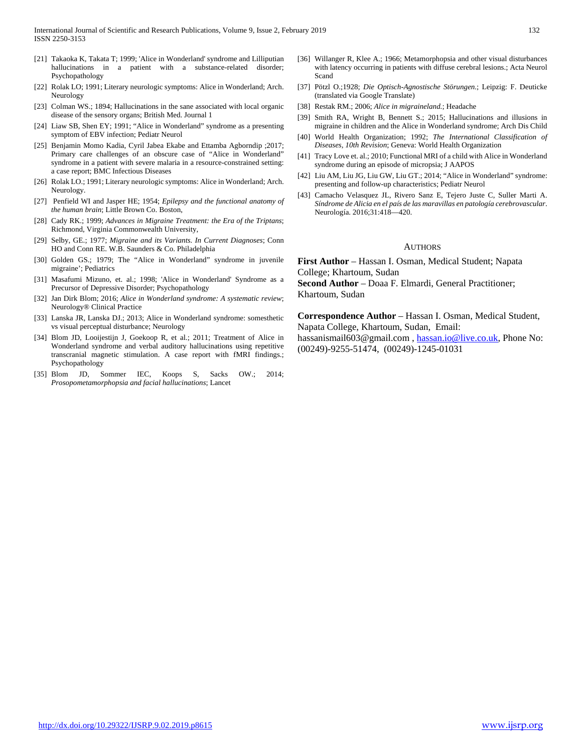[21] Takaoka K, Takata T; 1999; 'Alice in Wonderland' syndrome and Lilliputian hallucinations in a patient with a substance-related disorder; Psychopathology

[22] Rolak LO; 1991; Literary neurologic symptoms: Alice in Wonderland; Arch. Neurology

[23] Colman WS.; 1894; Hallucinations in the sane associated with local organic disease of the sensory organs; British Med. Journal 1

[24] Liaw SB, Shen EY; 1991; "Alice in Wonderland" syndrome as a presenting symptom of EBV infection; Pediatr Neurol

[25] Benjamin Momo Kadia, Cyril Jabea Ekabe and Ettamba Agborndip ;2017; Primary care challenges of an obscure case of "Alice in Wonderland" syndrome in a patient with severe malaria in a resource-constrained setting: a case report; BMC Infectious Diseases

[26] Rolak LO.; 1991; Literary neurologic symptoms: Alice in Wonderland; Arch. Neurology.

[27] Penfield WI and Jasper HE; 1954; *Epilepsy and the functional anatomy of the human brain*; Little Brown Co. Boston,

[28] Cady RK.; 1999; *Advances in Migraine Treatment: the Era of the Triptans*; Richmond, Virginia Commonwealth University,

[29] Selby, GE.; 1977; *Migraine and its Variants. In Current Diagnoses*; Conn HO and Conn RE. W.B. Saunders & Co. Philadelphia

[30] Golden GS.; 1979; The "Alice in Wonderland" syndrome in juvenile migraine'; Pediatrics

[31] Masafumi Mizuno, et. al.; 1998; 'Alice in Wonderland' Syndrome as a Precursor of Depressive Disorder; Psychopathology

[32] Jan Dirk Blom; 2016; *Alice in Wonderland syndrome: A systematic review*; Neurology® Clinical Practice

[33] Lanska JR, Lanska DJ.; 2013; Alice in Wonderland syndrome: somesthetic vs visual perceptual disturbance; Neurology

[34] Blom JD, Looijestijn J, Goekoop R, et al.; 2011; Treatment of Alice in Wonderland syndrome and verbal auditory hallucinations using repetitive transcranial magnetic stimulation. A case report with fMRI findings.; Psychopathology

[35] Blom JD, Sommer IEC, Koops S, Sacks OW.; 2014; *Prosopometamorphopsia and facial hallucinations*; Lancet

[36] Willanger R, Klee A.; 1966; Metamorphopsia and other visual disturbances with latency occurring in patients with diffuse cerebral lesions.; Acta Neurol Scand

[37] Pötzl O.;1928; *Die Optisch-Agnostische Störungen*.; Leipzig: F. Deuticke (translated via Google Translate)

[38] Restak RM.; 2006; *Alice in migraineland.*; Headache

[39] Smith RA, Wright B, Bennett S.; 2015; Hallucinations and illusions in migraine in children and the Alice in Wonderland syndrome; Arch Dis Child

[40] World Health Organization; 1992; *The International Classification of Diseases, 10th Revision*; Geneva: World Health Organization

[41] Tracy Love et. al.; 2010; Functional MRI of a child with Alice in Wonderland syndrome during an episode of micropsia; J AAPOS

[42] Liu AM, Liu JG, Liu GW, Liu GT.; 2014; "Alice in Wonderland" syndrome: presenting and follow-up characteristics; Pediatr Neurol

[43] Camacho Velasquez JL, Rivero Sanz E, Tejero Juste C, Suller Marti A. *Síndrome de Alicia en el país de las maravillas en patología cerebrovascular*. Neurología. 2016;31:418—420.

## AUTHORS

**First Author** – Hassan I. Osman, Medical Student; Napata College; Khartoum, Sudan

**Second Author** – Doaa F. Elmardi, General Practitioner; Khartoum, Sudan

**Correspondence Author** – Hassan I. Osman, Medical Student, Napata College, Khartoum, Sudan, Email: hassanismail603@gmail.com , hassan.io@live.co.uk, Phone No: (00249)-9255-51474, (00249)-1245-01031